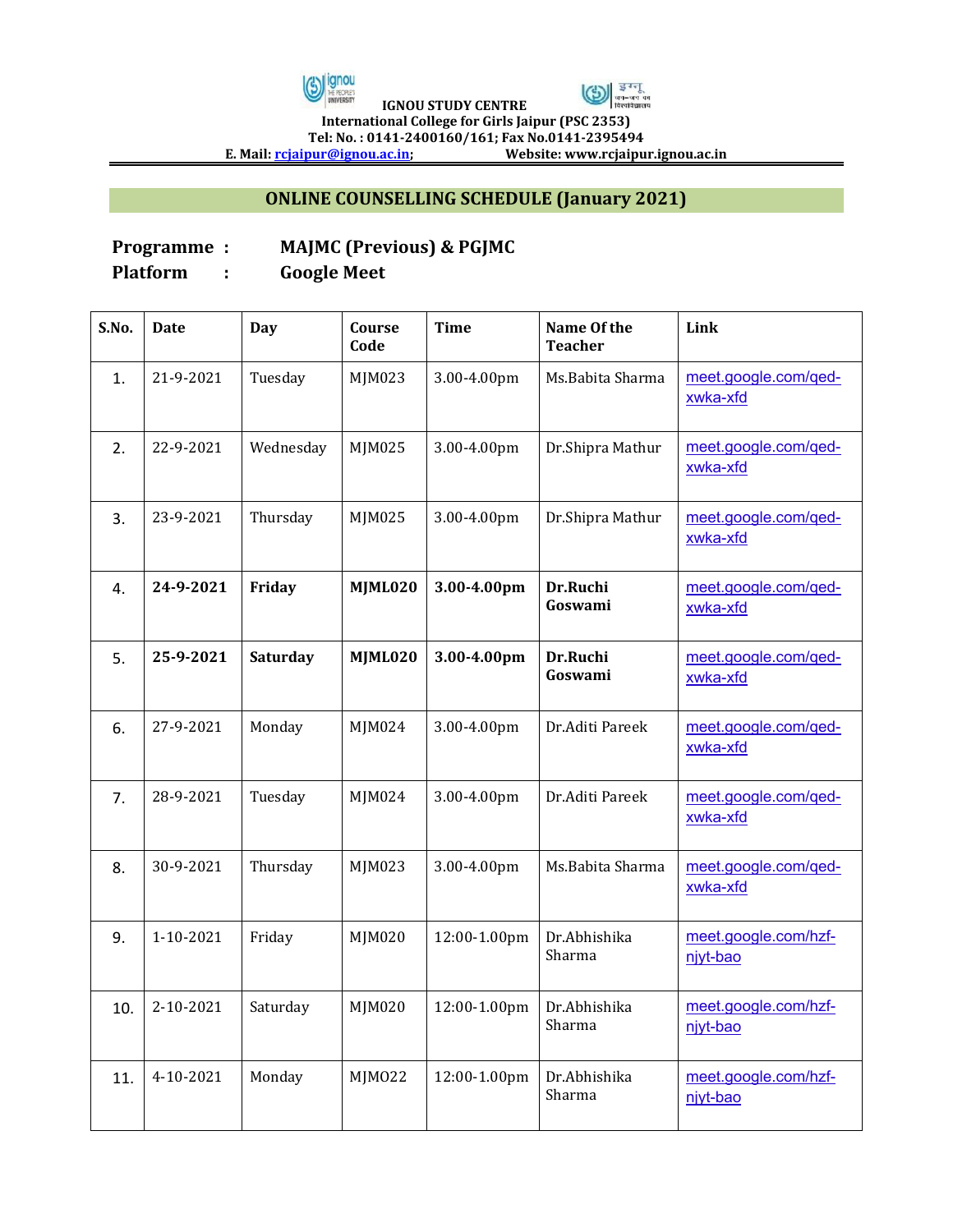**IGNOU STUDY CENTRE**
**International College for Girls Jaipur (PSC 2353)**
**Tel: No. : 0141-2400160/161; Fax No.0141-2395494**
**E. Mail: rcjaipur@ignou.ac.in; Website: www.rcjaipur.ignou.ac.in**

## ONLINE COUNSELLING SCHEDULE (January 2021)

**Programme : MAJMC (Previous) & PGJMC**
**Platform : Google Meet**

| S.No. | Date | Day | Course Code | Time | Name Of the Teacher | Link |
|---|---|---|---|---|---|---|
| 1. | 21-9-2021 | Tuesday | MJM023 | 3.00-4.00pm | Ms.Babita Sharma | meet.google.com/qed-xwka-xfd |
| 2. | 22-9-2021 | Wednesday | MJM025 | 3.00-4.00pm | Dr.Shipra Mathur | meet.google.com/qed-xwka-xfd |
| 3. | 23-9-2021 | Thursday | MJM025 | 3.00-4.00pm | Dr.Shipra Mathur | meet.google.com/qed-xwka-xfd |
| 4. | **24-9-2021** | **Friday** | **MJML020** | **3.00-4.00pm** | **Dr.Ruchi Goswami** | meet.google.com/qed-xwka-xfd |
| 5. | **25-9-2021** | **Saturday** | **MJML020** | **3.00-4.00pm** | **Dr.Ruchi Goswami** | meet.google.com/qed-xwka-xfd |
| 6. | 27-9-2021 | Monday | MJM024 | 3.00-4.00pm | Dr.Aditi Pareek | meet.google.com/qed-xwka-xfd |
| 7. | 28-9-2021 | Tuesday | MJM024 | 3.00-4.00pm | Dr.Aditi Pareek | meet.google.com/qed-xwka-xfd |
| 8. | 30-9-2021 | Thursday | MJM023 | 3.00-4.00pm | Ms.Babita Sharma | meet.google.com/qed-xwka-xfd |
| 9. | 1-10-2021 | Friday | MJM020 | 12:00-1.00pm | Dr.Abhishika Sharma | meet.google.com/hzf-njyt-bao |
| 10. | 2-10-2021 | Saturday | MJM020 | 12:00-1.00pm | Dr.Abhishika Sharma | meet.google.com/hzf-njyt-bao |
| 11. | 4-10-2021 | Monday | MJMO22 | 12:00-1.00pm | Dr.Abhishika Sharma | meet.google.com/hzf-njyt-bao |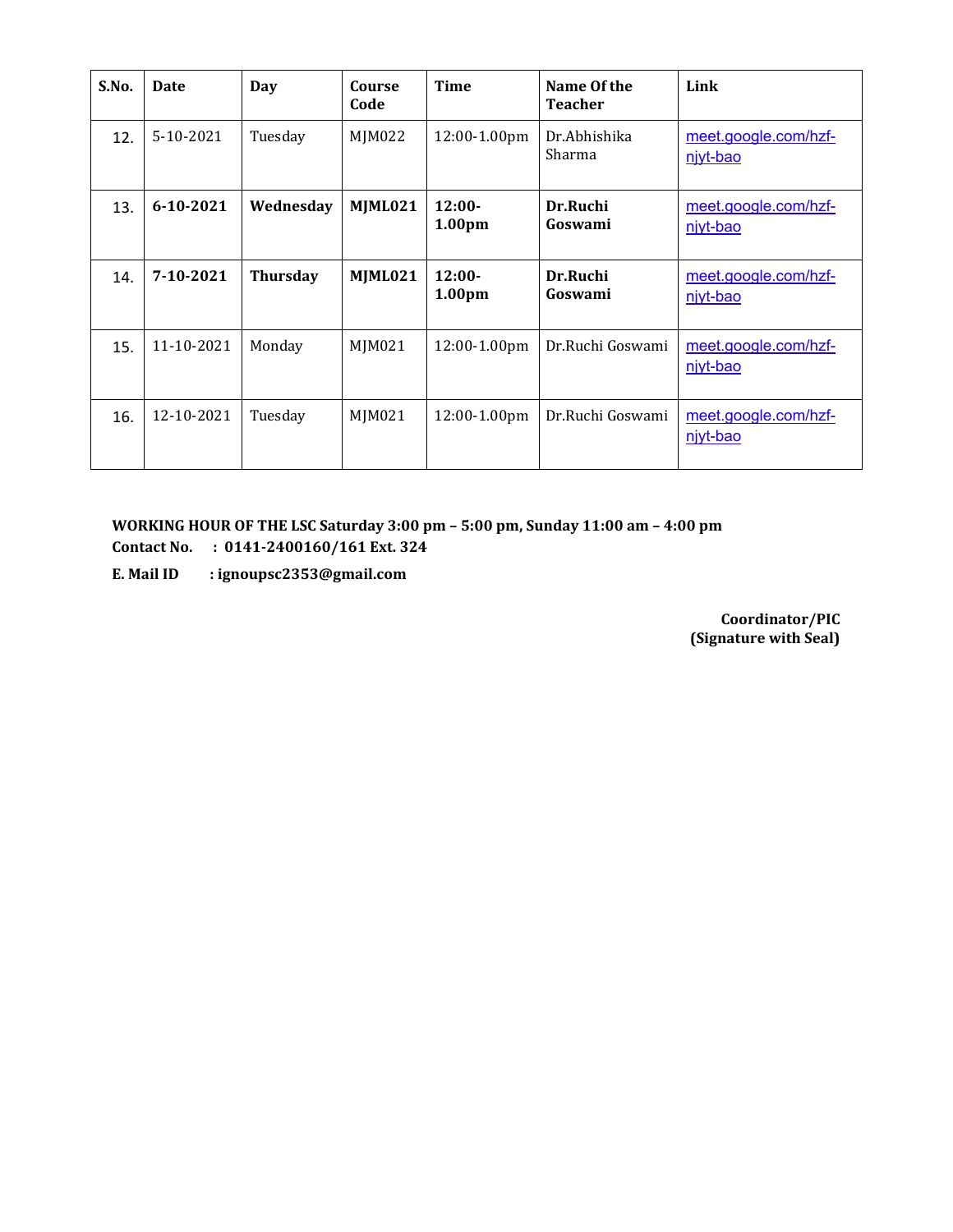| S.No. | Date | Day | Course Code | Time | Name Of the Teacher | Link |
|---|---|---|---|---|---|---|
| 12. | 5-10-2021 | Tuesday | MJM022 | 12:00-1.00pm | Dr.Abhishika Sharma | meet.google.com/hzf-njyt-bao |
| 13. | **6-10-2021** | **Wednesday** | **MJML021** | **12:00-1.00pm** | **Dr.Ruchi Goswami** | meet.google.com/hzf-njyt-bao |
| 14. | **7-10-2021** | **Thursday** | **MJML021** | **12:00-1.00pm** | **Dr.Ruchi Goswami** | meet.google.com/hzf-njyt-bao |
| 15. | 11-10-2021 | Monday | MJM021 | 12:00-1.00pm | Dr.Ruchi Goswami | meet.google.com/hzf-njyt-bao |
| 16. | 12-10-2021 | Tuesday | MJM021 | 12:00-1.00pm | Dr.Ruchi Goswami | meet.google.com/hzf-njyt-bao |

**WORKING HOUR OF THE LSC Saturday 3:00 pm – 5:00 pm, Sunday 11:00 am – 4:00 pm**
**Contact No. : 0141-2400160/161 Ext. 324**

**E. Mail ID : ignoupsc2353@gmail.com**

**Coordinator/PIC**
**(Signature with Seal)**